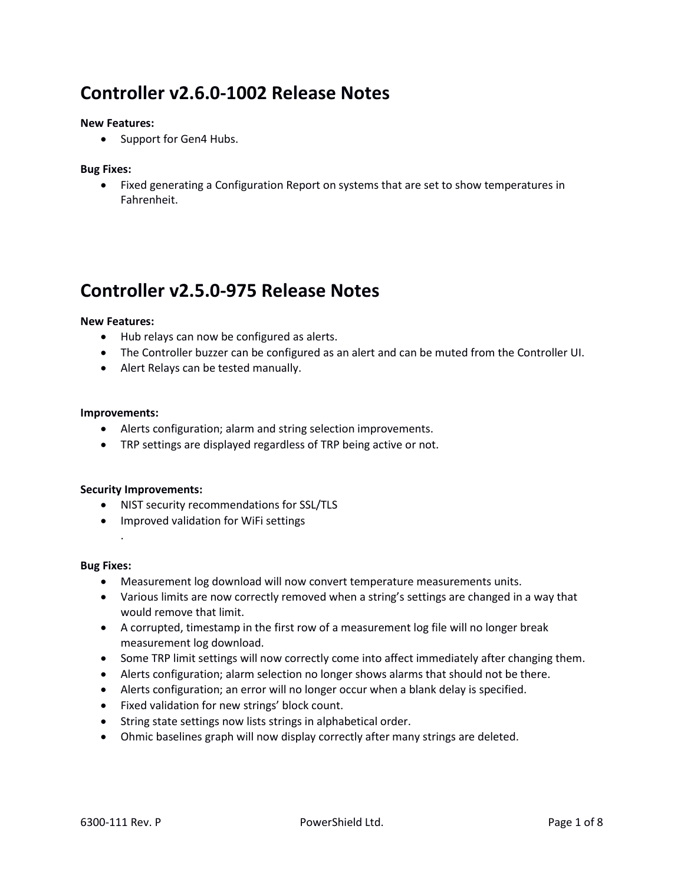# Controller v2.6.0-1002 Release Notes

**New Features:**

- Support for Gen4 Hubs.

**Bug Fixes:**

- Fixed generating a Configuration Report on systems that are set to show temperatures in Fahrenheit.

# Controller v2.5.0-975 Release Notes

**New Features:**

- Hub relays can now be configured as alerts.
- The Controller buzzer can be configured as an alert and can be muted from the Controller UI.
- Alert Relays can be tested manually.

**Improvements:**

- Alerts configuration; alarm and string selection improvements.
- TRP settings are displayed regardless of TRP being active or not.

**Security Improvements:**

- NIST security recommendations for SSL/TLS
- Improved validation for WiFi settings
  .

**Bug Fixes:**

- Measurement log download will now convert temperature measurements units.
- Various limits are now correctly removed when a string's settings are changed in a way that would remove that limit.
- A corrupted, timestamp in the first row of a measurement log file will no longer break measurement log download.
- Some TRP limit settings will now correctly come into affect immediately after changing them.
- Alerts configuration; alarm selection no longer shows alarms that should not be there.
- Alerts configuration; an error will no longer occur when a blank delay is specified.
- Fixed validation for new strings' block count.
- String state settings now lists strings in alphabetical order.
- Ohmic baselines graph will now display correctly after many strings are deleted.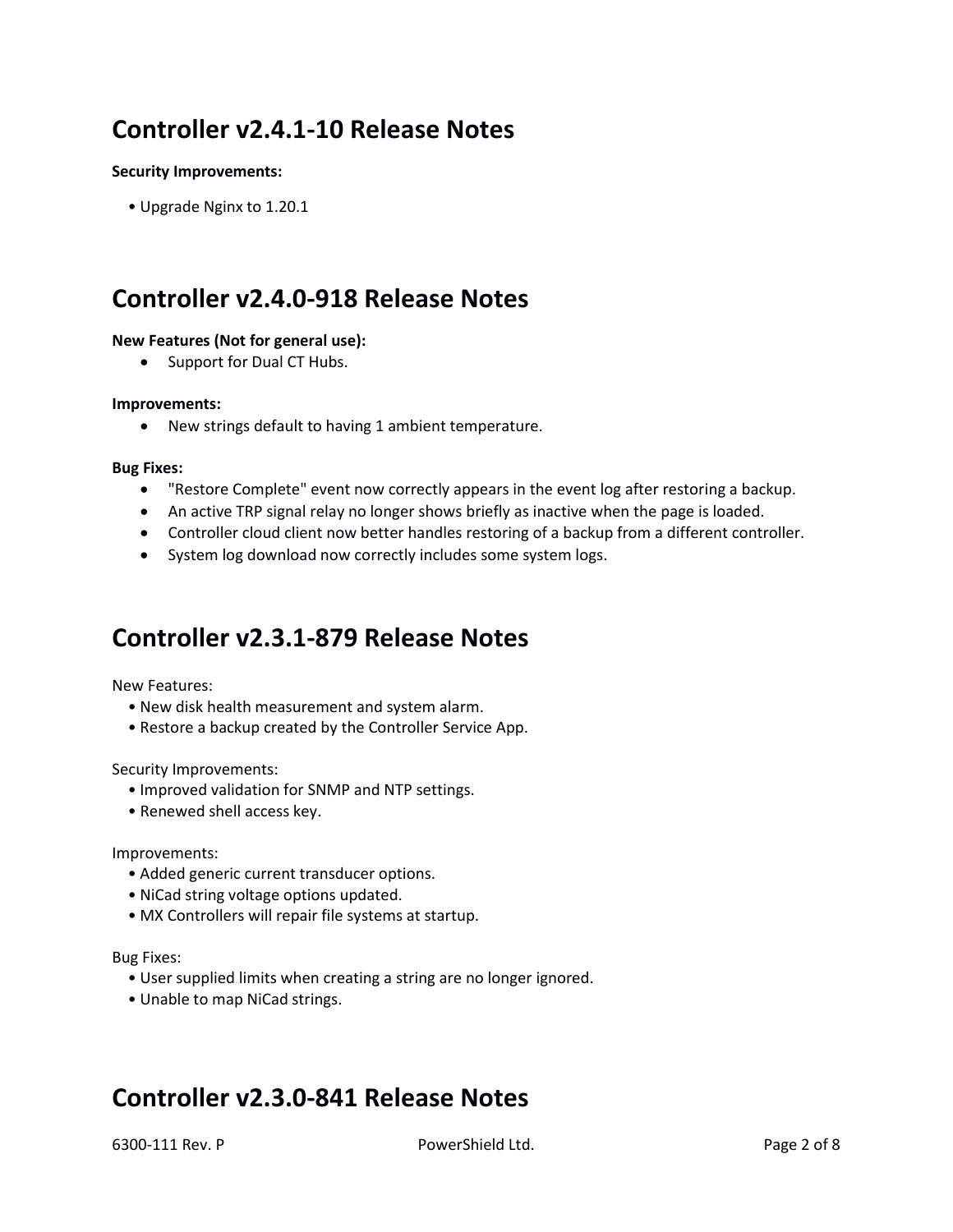## Controller v2.4.1-10 Release Notes

**Security Improvements:**

- Upgrade Nginx to 1.20.1

## Controller v2.4.0-918 Release Notes

**New Features (Not for general use):**

- Support for Dual CT Hubs.

**Improvements:**

- New strings default to having 1 ambient temperature.

**Bug Fixes:**

- "Restore Complete" event now correctly appears in the event log after restoring a backup.
- An active TRP signal relay no longer shows briefly as inactive when the page is loaded.
- Controller cloud client now better handles restoring of a backup from a different controller.
- System log download now correctly includes some system logs.

## Controller v2.3.1-879 Release Notes

New Features:

- New disk health measurement and system alarm.
- Restore a backup created by the Controller Service App.

Security Improvements:

- Improved validation for SNMP and NTP settings.
- Renewed shell access key.

Improvements:

- Added generic current transducer options.
- NiCad string voltage options updated.
- MX Controllers will repair file systems at startup.

Bug Fixes:

- User supplied limits when creating a string are no longer ignored.
- Unable to map NiCad strings.

## Controller v2.3.0-841 Release Notes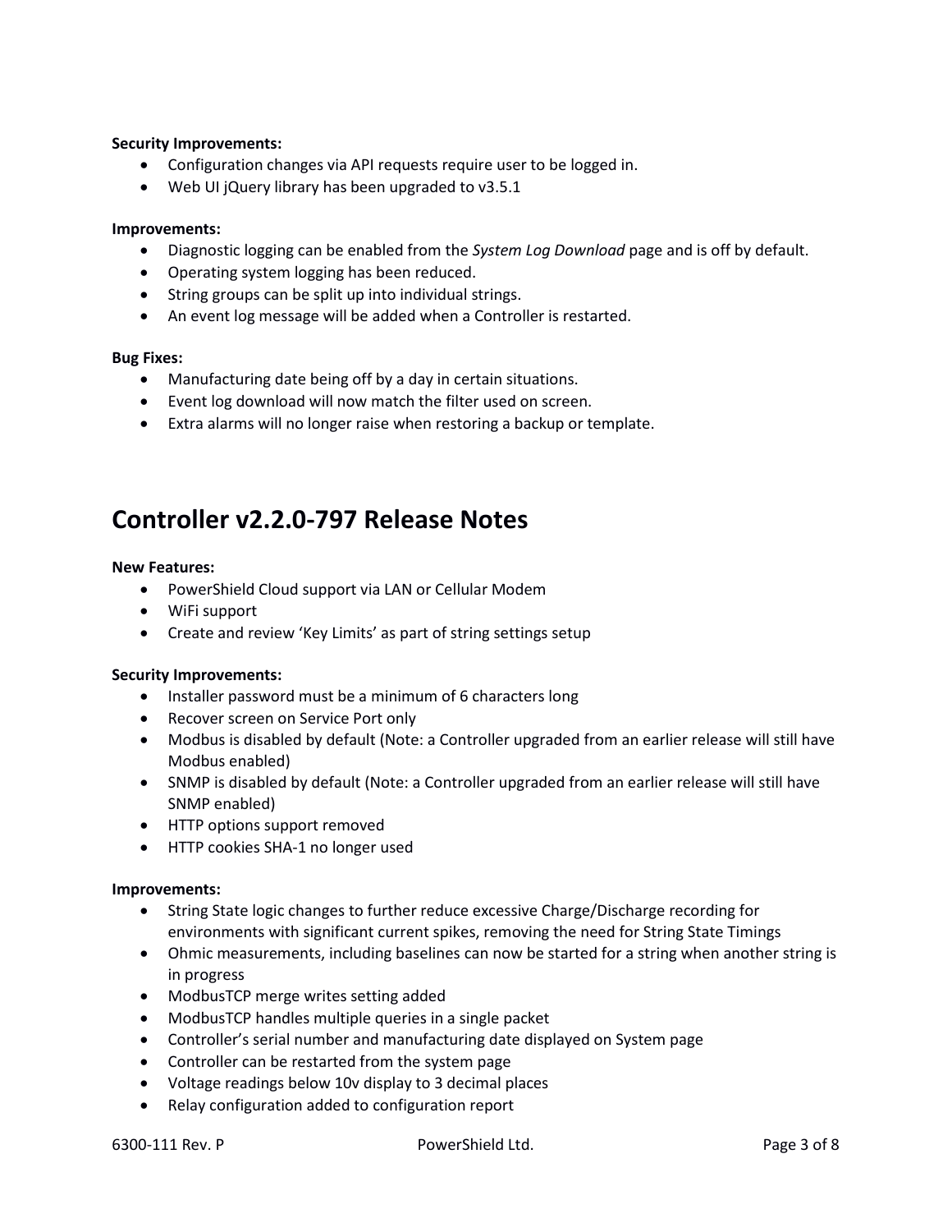**Security Improvements:**

- Configuration changes via API requests require user to be logged in.
- Web UI jQuery library has been upgraded to v3.5.1

**Improvements:**

- Diagnostic logging can be enabled from the *System Log Download* page and is off by default.
- Operating system logging has been reduced.
- String groups can be split up into individual strings.
- An event log message will be added when a Controller is restarted.

**Bug Fixes:**

- Manufacturing date being off by a day in certain situations.
- Event log download will now match the filter used on screen.
- Extra alarms will no longer raise when restoring a backup or template.

# Controller v2.2.0-797 Release Notes

**New Features:**

- PowerShield Cloud support via LAN or Cellular Modem
- WiFi support
- Create and review 'Key Limits' as part of string settings setup

**Security Improvements:**

- Installer password must be a minimum of 6 characters long
- Recover screen on Service Port only
- Modbus is disabled by default (Note: a Controller upgraded from an earlier release will still have Modbus enabled)
- SNMP is disabled by default (Note: a Controller upgraded from an earlier release will still have SNMP enabled)
- HTTP options support removed
- HTTP cookies SHA-1 no longer used

**Improvements:**

- String State logic changes to further reduce excessive Charge/Discharge recording for environments with significant current spikes, removing the need for String State Timings
- Ohmic measurements, including baselines can now be started for a string when another string is in progress
- ModbusTCP merge writes setting added
- ModbusTCP handles multiple queries in a single packet
- Controller's serial number and manufacturing date displayed on System page
- Controller can be restarted from the system page
- Voltage readings below 10v display to 3 decimal places
- Relay configuration added to configuration report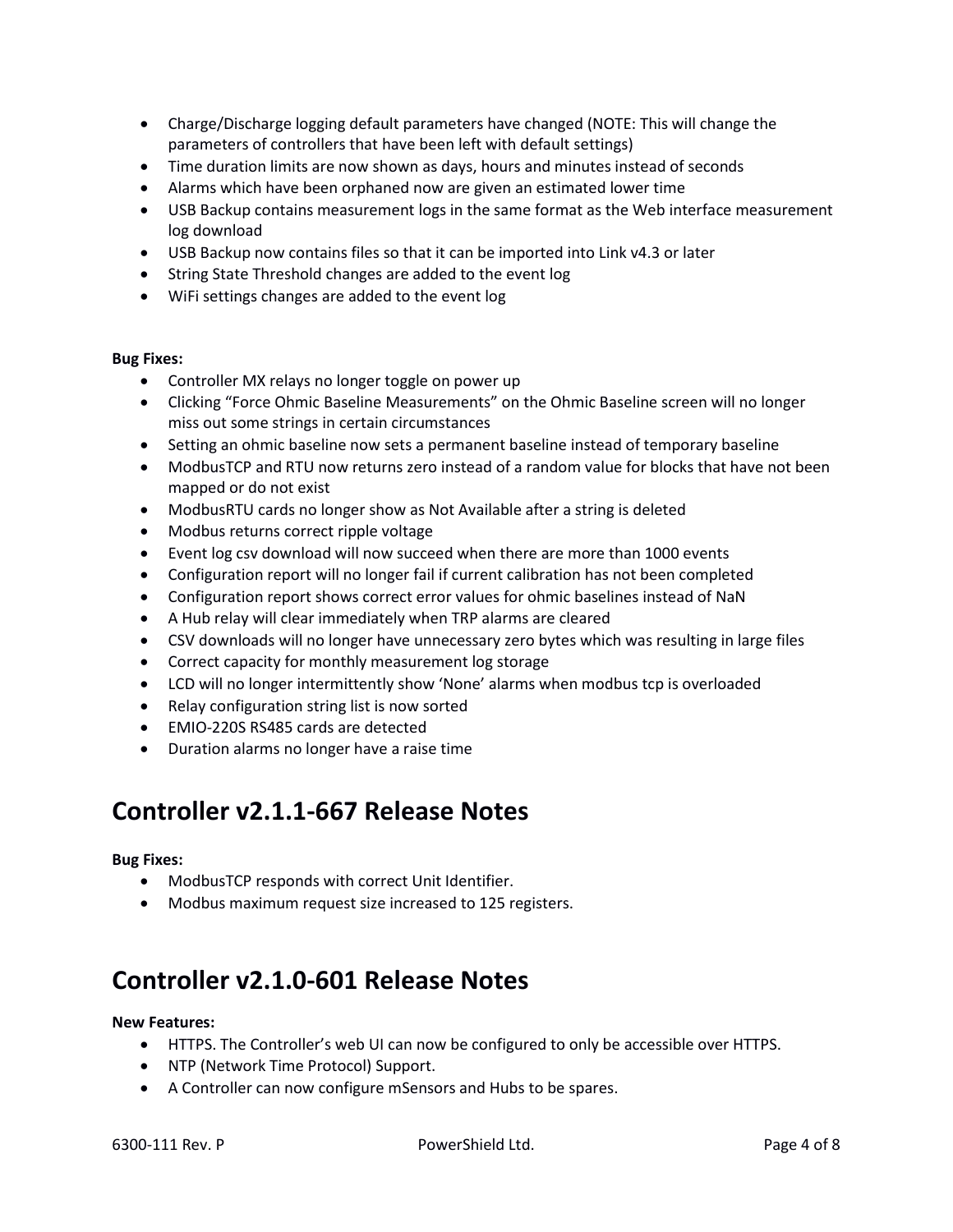- Charge/Discharge logging default parameters have changed (NOTE: This will change the parameters of controllers that have been left with default settings)
- Time duration limits are now shown as days, hours and minutes instead of seconds
- Alarms which have been orphaned now are given an estimated lower time
- USB Backup contains measurement logs in the same format as the Web interface measurement log download
- USB Backup now contains files so that it can be imported into Link v4.3 or later
- String State Threshold changes are added to the event log
- WiFi settings changes are added to the event log

**Bug Fixes:**

- Controller MX relays no longer toggle on power up
- Clicking "Force Ohmic Baseline Measurements" on the Ohmic Baseline screen will no longer miss out some strings in certain circumstances
- Setting an ohmic baseline now sets a permanent baseline instead of temporary baseline
- ModbusTCP and RTU now returns zero instead of a random value for blocks that have not been mapped or do not exist
- ModbusRTU cards no longer show as Not Available after a string is deleted
- Modbus returns correct ripple voltage
- Event log csv download will now succeed when there are more than 1000 events
- Configuration report will no longer fail if current calibration has not been completed
- Configuration report shows correct error values for ohmic baselines instead of NaN
- A Hub relay will clear immediately when TRP alarms are cleared
- CSV downloads will no longer have unnecessary zero bytes which was resulting in large files
- Correct capacity for monthly measurement log storage
- LCD will no longer intermittently show 'None' alarms when modbus tcp is overloaded
- Relay configuration string list is now sorted
- EMIO-220S RS485 cards are detected
- Duration alarms no longer have a raise time

# Controller v2.1.1-667 Release Notes

**Bug Fixes:**

- ModbusTCP responds with correct Unit Identifier.
- Modbus maximum request size increased to 125 registers.

# Controller v2.1.0-601 Release Notes

**New Features:**

- HTTPS. The Controller's web UI can now be configured to only be accessible over HTTPS.
- NTP (Network Time Protocol) Support.
- A Controller can now configure mSensors and Hubs to be spares.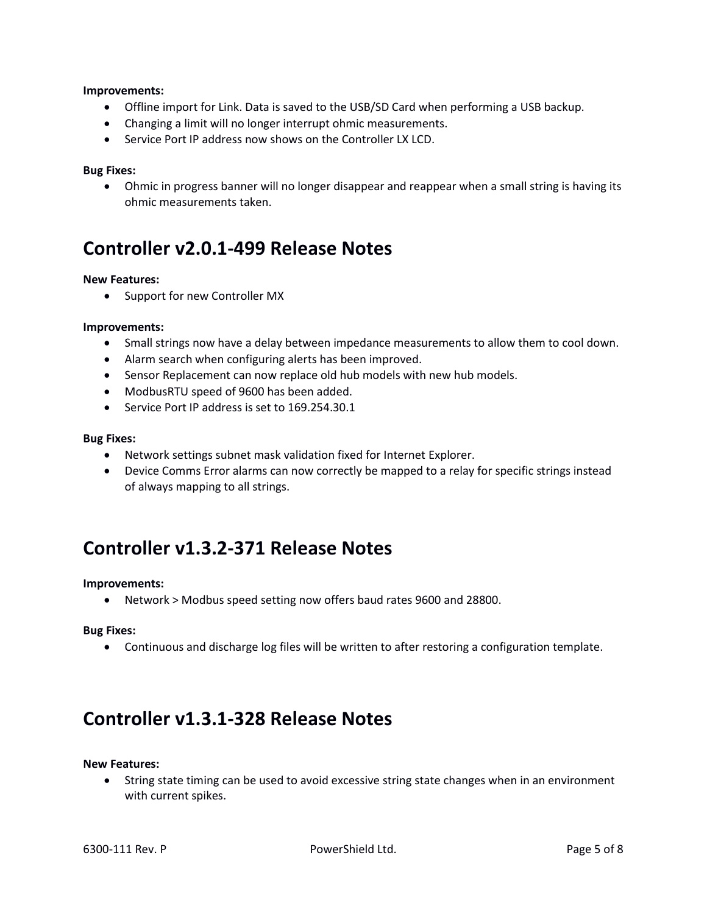**Improvements:**

- Offline import for Link. Data is saved to the USB/SD Card when performing a USB backup.
- Changing a limit will no longer interrupt ohmic measurements.
- Service Port IP address now shows on the Controller LX LCD.

**Bug Fixes:**

- Ohmic in progress banner will no longer disappear and reappear when a small string is having its ohmic measurements taken.

# Controller v2.0.1-499 Release Notes

**New Features:**

- Support for new Controller MX

**Improvements:**

- Small strings now have a delay between impedance measurements to allow them to cool down.
- Alarm search when configuring alerts has been improved.
- Sensor Replacement can now replace old hub models with new hub models.
- ModbusRTU speed of 9600 has been added.
- Service Port IP address is set to 169.254.30.1

**Bug Fixes:**

- Network settings subnet mask validation fixed for Internet Explorer.
- Device Comms Error alarms can now correctly be mapped to a relay for specific strings instead of always mapping to all strings.

# Controller v1.3.2-371 Release Notes

**Improvements:**

- Network > Modbus speed setting now offers baud rates 9600 and 28800.

**Bug Fixes:**

- Continuous and discharge log files will be written to after restoring a configuration template.

# Controller v1.3.1-328 Release Notes

**New Features:**

- String state timing can be used to avoid excessive string state changes when in an environment with current spikes.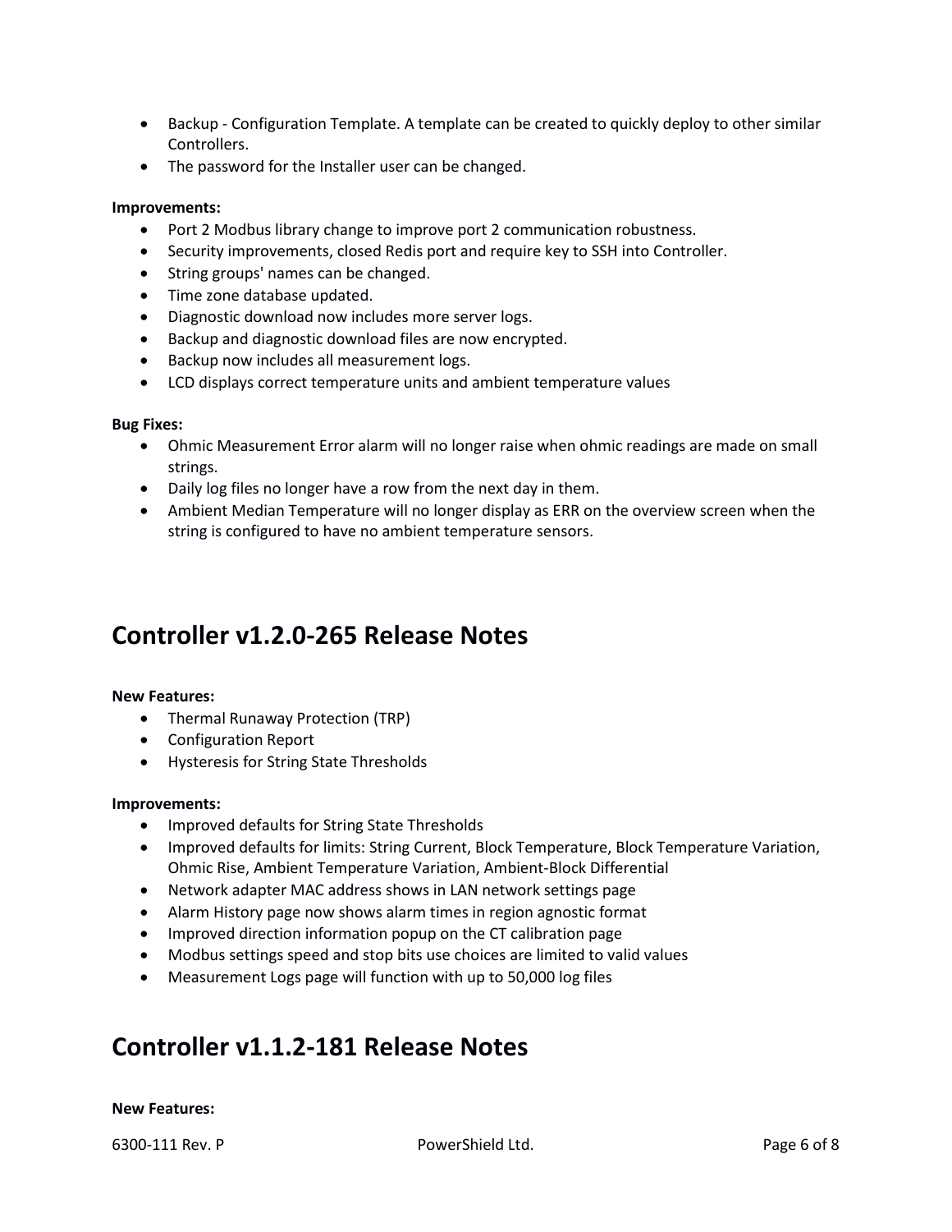- Backup - Configuration Template. A template can be created to quickly deploy to other similar Controllers.
- The password for the Installer user can be changed.

**Improvements:**

- Port 2 Modbus library change to improve port 2 communication robustness.
- Security improvements, closed Redis port and require key to SSH into Controller.
- String groups' names can be changed.
- Time zone database updated.
- Diagnostic download now includes more server logs.
- Backup and diagnostic download files are now encrypted.
- Backup now includes all measurement logs.
- LCD displays correct temperature units and ambient temperature values

**Bug Fixes:**

- Ohmic Measurement Error alarm will no longer raise when ohmic readings are made on small strings.
- Daily log files no longer have a row from the next day in them.
- Ambient Median Temperature will no longer display as ERR on the overview screen when the string is configured to have no ambient temperature sensors.

## Controller v1.2.0-265 Release Notes

**New Features:**

- Thermal Runaway Protection (TRP)
- Configuration Report
- Hysteresis for String State Thresholds

**Improvements:**

- Improved defaults for String State Thresholds
- Improved defaults for limits: String Current, Block Temperature, Block Temperature Variation, Ohmic Rise, Ambient Temperature Variation, Ambient-Block Differential
- Network adapter MAC address shows in LAN network settings page
- Alarm History page now shows alarm times in region agnostic format
- Improved direction information popup on the CT calibration page
- Modbus settings speed and stop bits use choices are limited to valid values
- Measurement Logs page will function with up to 50,000 log files

## Controller v1.1.2-181 Release Notes

**New Features:**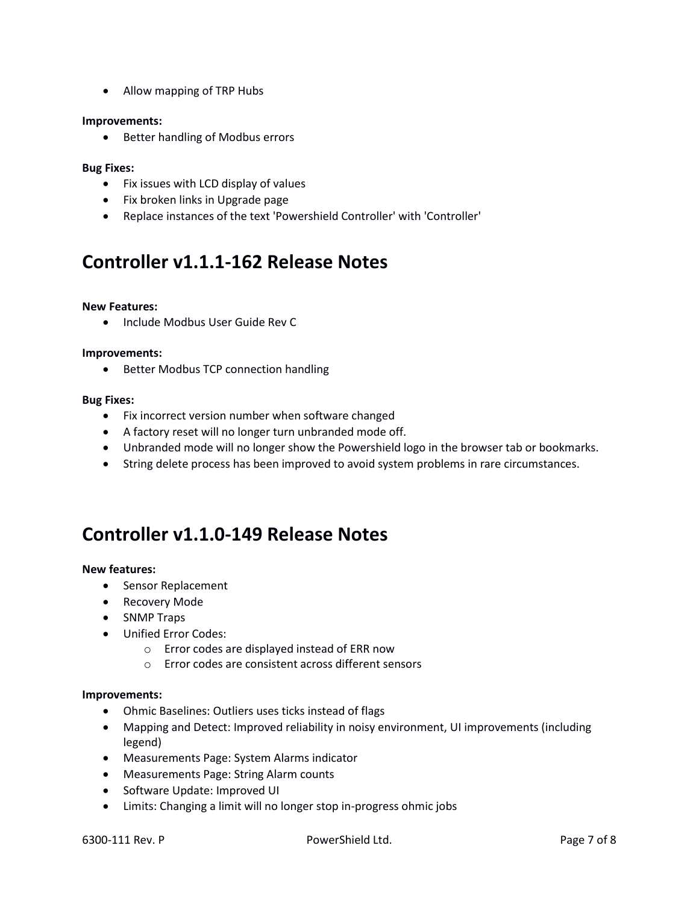- Allow mapping of TRP Hubs

**Improvements:**

- Better handling of Modbus errors

**Bug Fixes:**

- Fix issues with LCD display of values
- Fix broken links in Upgrade page
- Replace instances of the text 'Powershield Controller' with 'Controller'

## Controller v1.1.1-162 Release Notes

**New Features:**

- Include Modbus User Guide Rev C

**Improvements:**

- Better Modbus TCP connection handling

**Bug Fixes:**

- Fix incorrect version number when software changed
- A factory reset will no longer turn unbranded mode off.
- Unbranded mode will no longer show the Powershield logo in the browser tab or bookmarks.
- String delete process has been improved to avoid system problems in rare circumstances.

## Controller v1.1.0-149 Release Notes

**New features:**

- Sensor Replacement
- Recovery Mode
- SNMP Traps
- Unified Error Codes:
  - Error codes are displayed instead of ERR now
  - Error codes are consistent across different sensors

**Improvements:**

- Ohmic Baselines: Outliers uses ticks instead of flags
- Mapping and Detect: Improved reliability in noisy environment, UI improvements (including legend)
- Measurements Page: System Alarms indicator
- Measurements Page: String Alarm counts
- Software Update: Improved UI
- Limits: Changing a limit will no longer stop in-progress ohmic jobs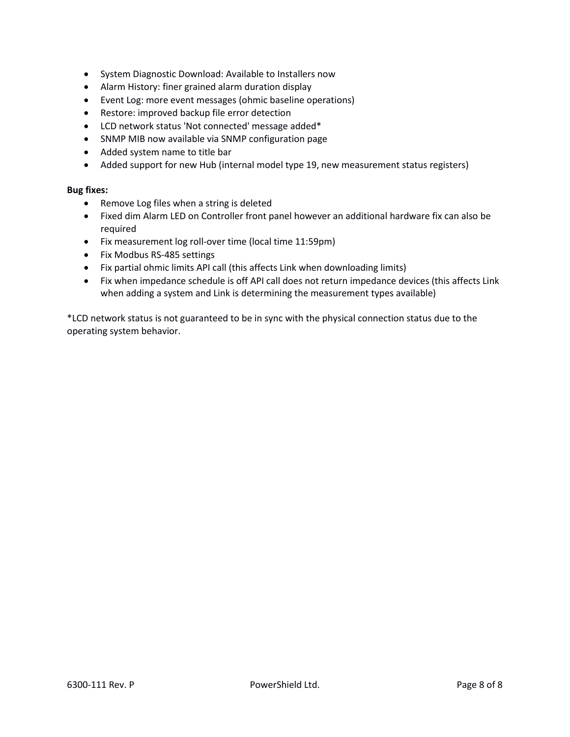- System Diagnostic Download: Available to Installers now
- Alarm History: finer grained alarm duration display
- Event Log: more event messages (ohmic baseline operations)
- Restore: improved backup file error detection
- LCD network status 'Not connected' message added*
- SNMP MIB now available via SNMP configuration page
- Added system name to title bar
- Added support for new Hub (internal model type 19, new measurement status registers)

**Bug fixes:**

- Remove Log files when a string is deleted
- Fixed dim Alarm LED on Controller front panel however an additional hardware fix can also be required
- Fix measurement log roll-over time (local time 11:59pm)
- Fix Modbus RS-485 settings
- Fix partial ohmic limits API call (this affects Link when downloading limits)
- Fix when impedance schedule is off API call does not return impedance devices (this affects Link when adding a system and Link is determining the measurement types available)

*LCD network status is not guaranteed to be in sync with the physical connection status due to the operating system behavior.